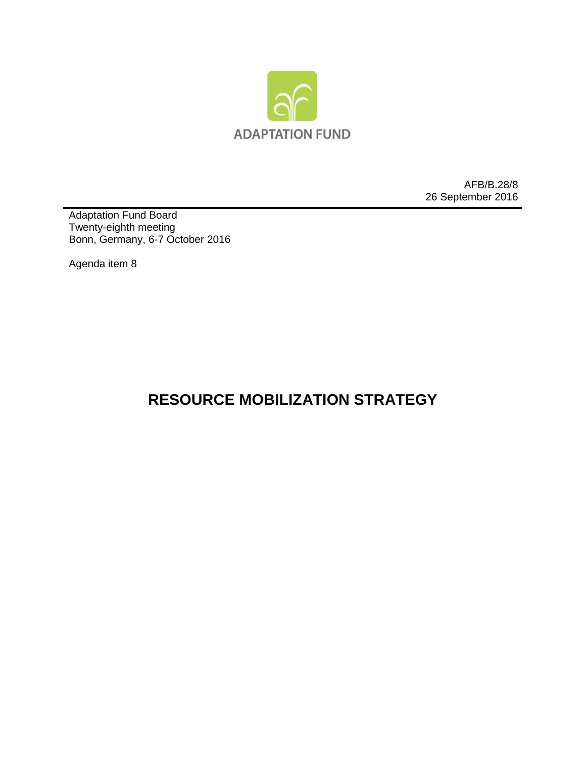ADAPTATION FUND

AFB/B.28/8
26 September 2016

Adaptation Fund Board
Twenty-eighth meeting
Bonn, Germany, 6-7 October 2016

Agenda item 8

# RESOURCE MOBILIZATION STRATEGY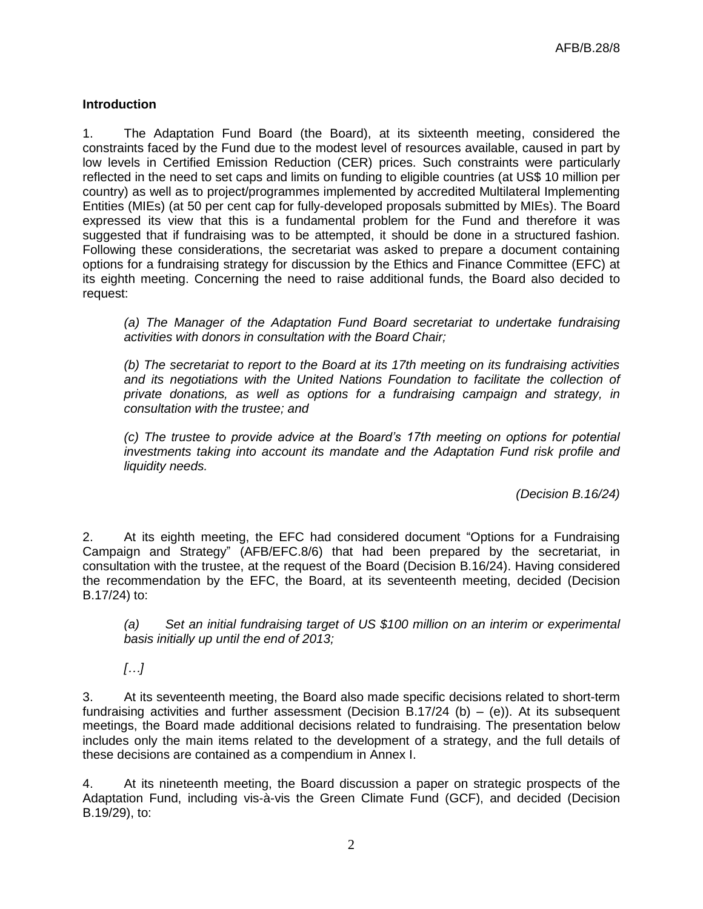## Introduction

1. The Adaptation Fund Board (the Board), at its sixteenth meeting, considered the constraints faced by the Fund due to the modest level of resources available, caused in part by low levels in Certified Emission Reduction (CER) prices. Such constraints were particularly reflected in the need to set caps and limits on funding to eligible countries (at US$ 10 million per country) as well as to project/programmes implemented by accredited Multilateral Implementing Entities (MIEs) (at 50 per cent cap for fully-developed proposals submitted by MIEs). The Board expressed its view that this is a fundamental problem for the Fund and therefore it was suggested that if fundraising was to be attempted, it should be done in a structured fashion. Following these considerations, the secretariat was asked to prepare a document containing options for a fundraising strategy for discussion by the Ethics and Finance Committee (EFC) at its eighth meeting. Concerning the need to raise additional funds, the Board also decided to request:

> *(a) The Manager of the Adaptation Fund Board secretariat to undertake fundraising activities with donors in consultation with the Board Chair;*
>
> *(b) The secretariat to report to the Board at its 17th meeting on its fundraising activities and its negotiations with the United Nations Foundation to facilitate the collection of private donations, as well as options for a fundraising campaign and strategy, in consultation with the trustee; and*
>
> *(c) The trustee to provide advice at the Board's 17th meeting on options for potential investments taking into account its mandate and the Adaptation Fund risk profile and liquidity needs.*
>
> *(Decision B.16/24)*

2. At its eighth meeting, the EFC had considered document "Options for a Fundraising Campaign and Strategy" (AFB/EFC.8/6) that had been prepared by the secretariat, in consultation with the trustee, at the request of the Board (Decision B.16/24). Having considered the recommendation by the EFC, the Board, at its seventeenth meeting, decided (Decision B.17/24) to:

> *(a) Set an initial fundraising target of US $100 million on an interim or experimental basis initially up until the end of 2013;*
>
> *[…]*

3. At its seventeenth meeting, the Board also made specific decisions related to short-term fundraising activities and further assessment (Decision B.17/24 (b) – (e)). At its subsequent meetings, the Board made additional decisions related to fundraising. The presentation below includes only the main items related to the development of a strategy, and the full details of these decisions are contained as a compendium in Annex I.

4. At its nineteenth meeting, the Board discussion a paper on strategic prospects of the Adaptation Fund, including vis-à-vis the Green Climate Fund (GCF), and decided (Decision B.19/29), to: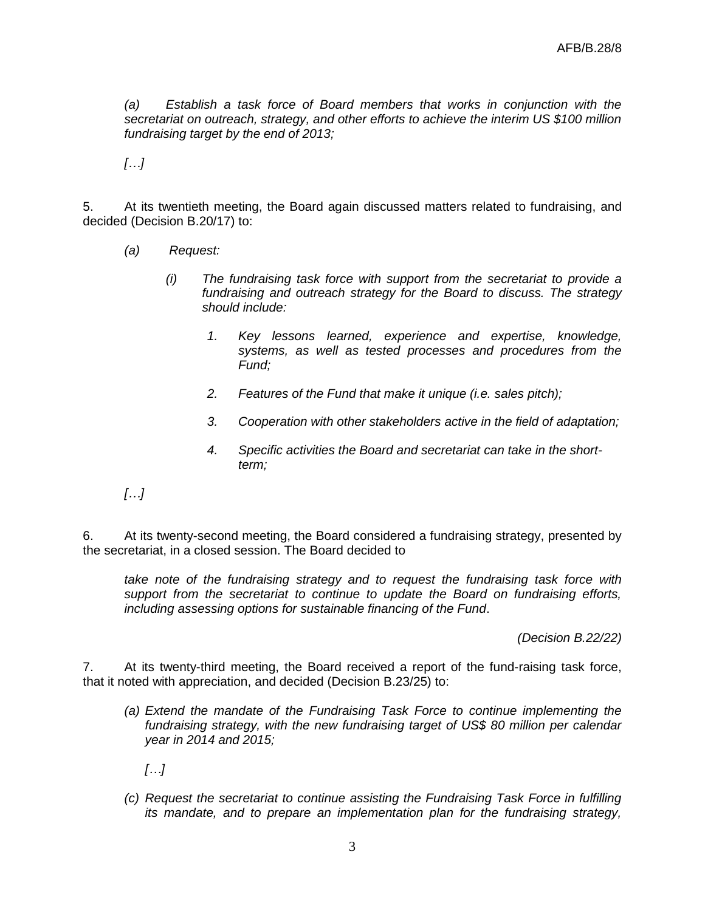*(a) Establish a task force of Board members that works in conjunction with the secretariat on outreach, strategy, and other efforts to achieve the interim US $100 million fundraising target by the end of 2013;*

*[…]*

5. At its twentieth meeting, the Board again discussed matters related to fundraising, and decided (Decision B.20/17) to:

*(a) Request:*

*(i) The fundraising task force with support from the secretariat to provide a fundraising and outreach strategy for the Board to discuss. The strategy should include:*

*1. Key lessons learned, experience and expertise, knowledge, systems, as well as tested processes and procedures from the Fund;*

*2. Features of the Fund that make it unique (i.e. sales pitch);*

*3. Cooperation with other stakeholders active in the field of adaptation;*

*4. Specific activities the Board and secretariat can take in the short-term;*

*[…]*

6. At its twenty-second meeting, the Board considered a fundraising strategy, presented by the secretariat, in a closed session. The Board decided to

*take note of the fundraising strategy and to request the fundraising task force with support from the secretariat to continue to update the Board on fundraising efforts, including assessing options for sustainable financing of the Fund*.

*(Decision B.22/22)*

7. At its twenty-third meeting, the Board received a report of the fund-raising task force, that it noted with appreciation, and decided (Decision B.23/25) to:

*(a) Extend the mandate of the Fundraising Task Force to continue implementing the fundraising strategy, with the new fundraising target of US$ 80 million per calendar year in 2014 and 2015;*

*[…]*

*(c) Request the secretariat to continue assisting the Fundraising Task Force in fulfilling its mandate, and to prepare an implementation plan for the fundraising strategy,*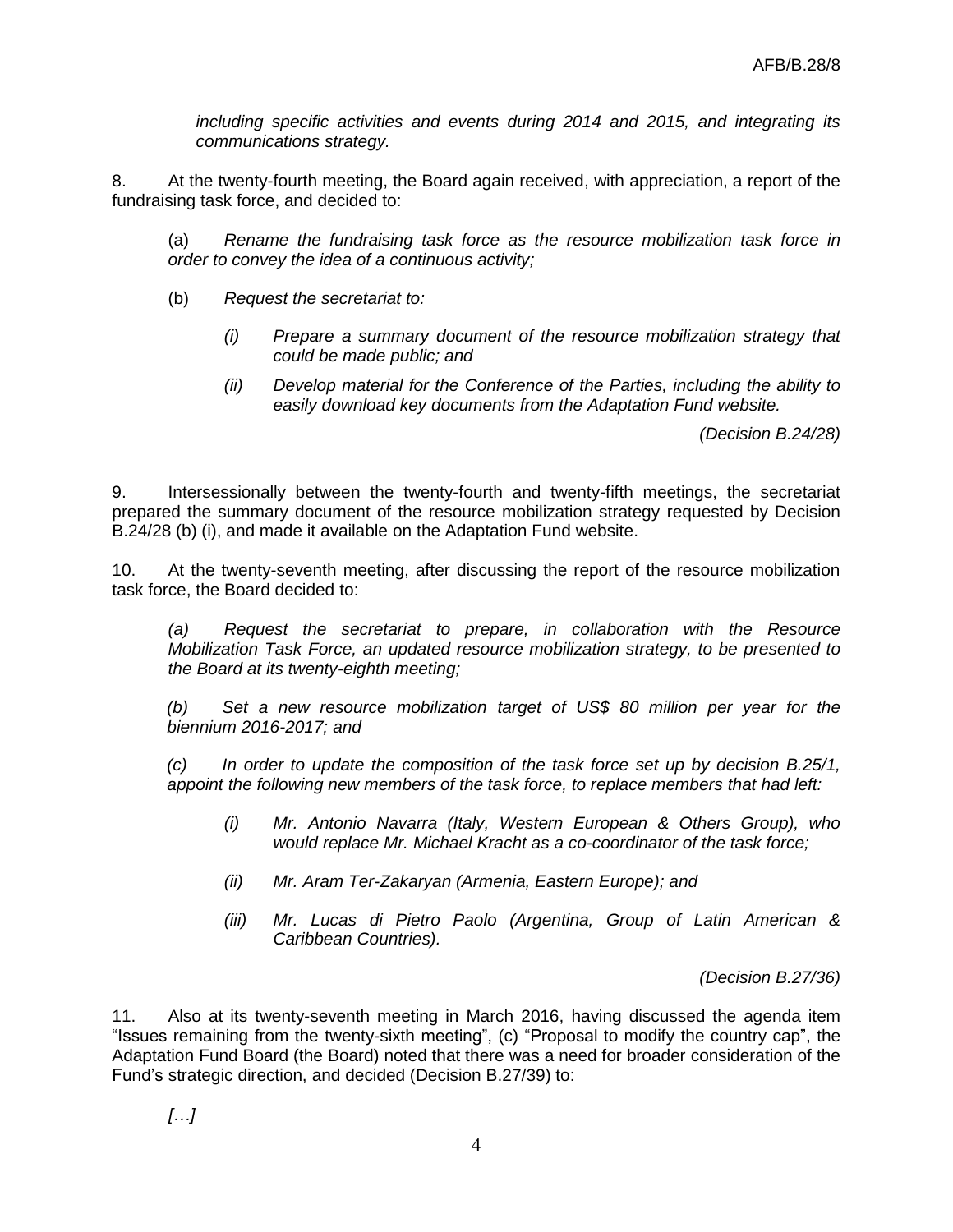*including specific activities and events during 2014 and 2015, and integrating its communications strategy.*

8. At the twenty-fourth meeting, the Board again received, with appreciation, a report of the fundraising task force, and decided to:

> (a) *Rename the fundraising task force as the resource mobilization task force in order to convey the idea of a continuous activity;*
>
> (b) *Request the secretariat to:*
>
> > *(i) Prepare a summary document of the resource mobilization strategy that could be made public; and*
> >
> > *(ii) Develop material for the Conference of the Parties, including the ability to easily download key documents from the Adaptation Fund website.*
>
> *(Decision B.24/28)*

9. Intersessionally between the twenty-fourth and twenty-fifth meetings, the secretariat prepared the summary document of the resource mobilization strategy requested by Decision B.24/28 (b) (i), and made it available on the Adaptation Fund website.

10. At the twenty-seventh meeting, after discussing the report of the resource mobilization task force, the Board decided to:

> *(a) Request the secretariat to prepare, in collaboration with the Resource Mobilization Task Force, an updated resource mobilization strategy, to be presented to the Board at its twenty-eighth meeting;*
>
> *(b) Set a new resource mobilization target of US$ 80 million per year for the biennium 2016-2017; and*
>
> *(c) In order to update the composition of the task force set up by decision B.25/1, appoint the following new members of the task force, to replace members that had left:*
>
> > *(i) Mr. Antonio Navarra (Italy, Western European & Others Group), who would replace Mr. Michael Kracht as a co-coordinator of the task force;*
> >
> > *(ii) Mr. Aram Ter-Zakaryan (Armenia, Eastern Europe); and*
> >
> > *(iii) Mr. Lucas di Pietro Paolo (Argentina, Group of Latin American & Caribbean Countries).*
>
> *(Decision B.27/36)*

11. Also at its twenty-seventh meeting in March 2016, having discussed the agenda item "Issues remaining from the twenty-sixth meeting", (c) "Proposal to modify the country cap", the Adaptation Fund Board (the Board) noted that there was a need for broader consideration of the Fund's strategic direction, and decided (Decision B.27/39) to:

> *[…]*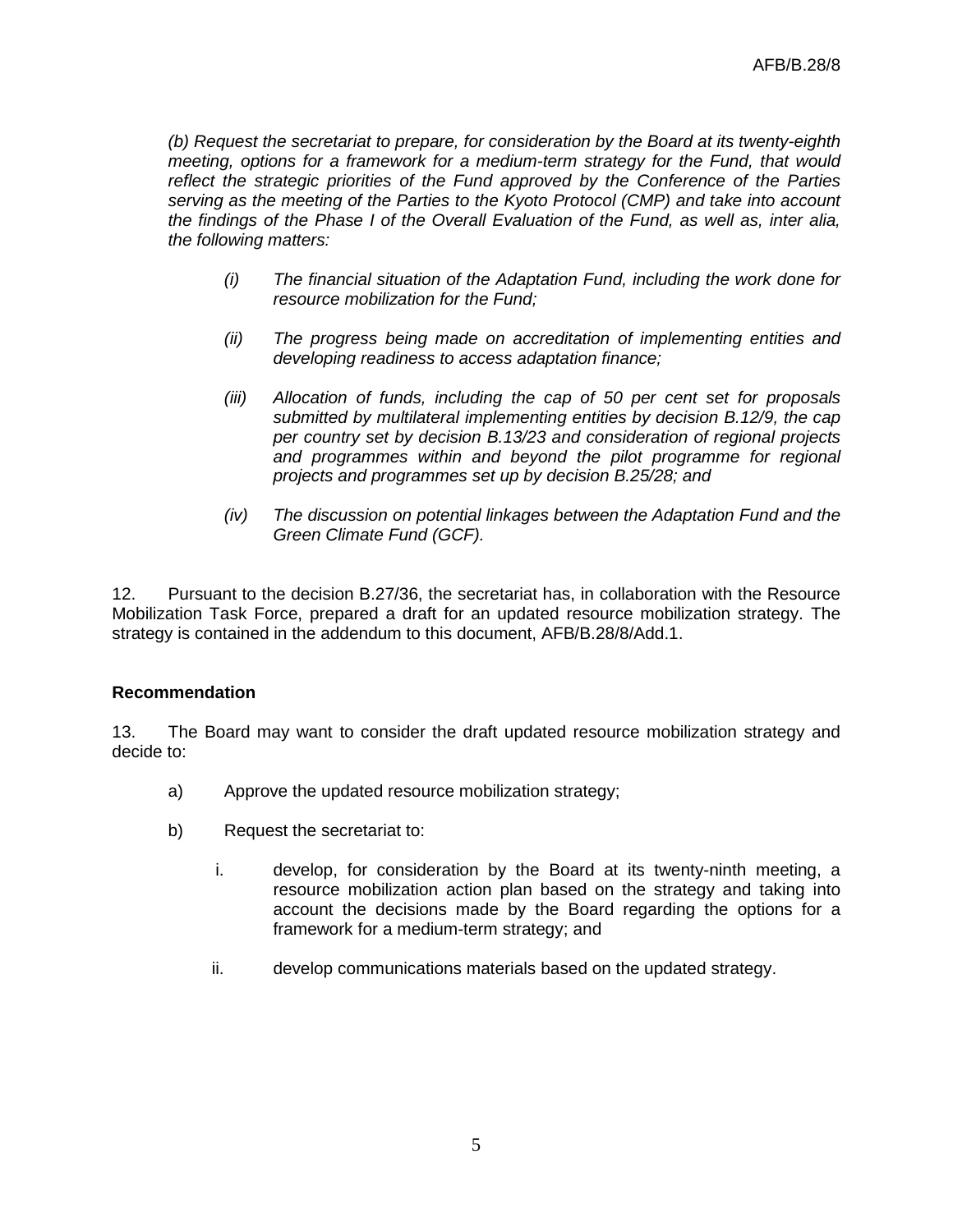*(b) Request the secretariat to prepare, for consideration by the Board at its twenty-eighth meeting, options for a framework for a medium-term strategy for the Fund, that would reflect the strategic priorities of the Fund approved by the Conference of the Parties serving as the meeting of the Parties to the Kyoto Protocol (CMP) and take into account the findings of the Phase I of the Overall Evaluation of the Fund, as well as, inter alia, the following matters:*

> *(i) The financial situation of the Adaptation Fund, including the work done for resource mobilization for the Fund;*
>
> *(ii) The progress being made on accreditation of implementing entities and developing readiness to access adaptation finance;*
>
> *(iii) Allocation of funds, including the cap of 50 per cent set for proposals submitted by multilateral implementing entities by decision B.12/9, the cap per country set by decision B.13/23 and consideration of regional projects and programmes within and beyond the pilot programme for regional projects and programmes set up by decision B.25/28; and*
>
> *(iv) The discussion on potential linkages between the Adaptation Fund and the Green Climate Fund (GCF).*

12. Pursuant to the decision B.27/36, the secretariat has, in collaboration with the Resource Mobilization Task Force, prepared a draft for an updated resource mobilization strategy. The strategy is contained in the addendum to this document, AFB/B.28/8/Add.1.

**Recommendation**

13. The Board may want to consider the draft updated resource mobilization strategy and decide to:

a) Approve the updated resource mobilization strategy;

b) Request the secretariat to:

   i. develop, for consideration by the Board at its twenty-ninth meeting, a resource mobilization action plan based on the strategy and taking into account the decisions made by the Board regarding the options for a framework for a medium-term strategy; and

   ii. develop communications materials based on the updated strategy.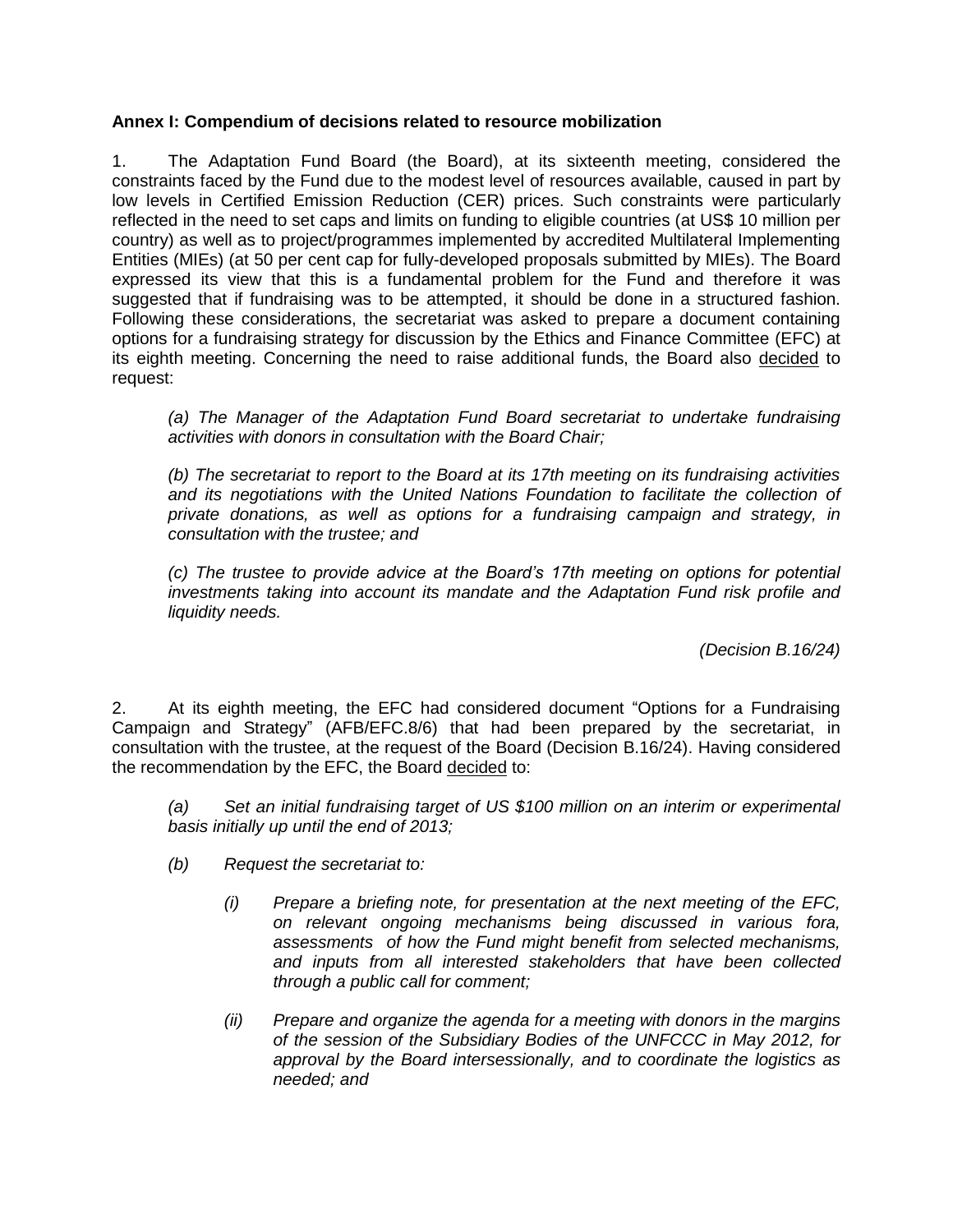**Annex I: Compendium of decisions related to resource mobilization**

1. The Adaptation Fund Board (the Board), at its sixteenth meeting, considered the constraints faced by the Fund due to the modest level of resources available, caused in part by low levels in Certified Emission Reduction (CER) prices. Such constraints were particularly reflected in the need to set caps and limits on funding to eligible countries (at US$ 10 million per country) as well as to project/programmes implemented by accredited Multilateral Implementing Entities (MIEs) (at 50 per cent cap for fully-developed proposals submitted by MIEs). The Board expressed its view that this is a fundamental problem for the Fund and therefore it was suggested that if fundraising was to be attempted, it should be done in a structured fashion. Following these considerations, the secretariat was asked to prepare a document containing options for a fundraising strategy for discussion by the Ethics and Finance Committee (EFC) at its eighth meeting. Concerning the need to raise additional funds, the Board also <u>decided</u> to request:

*(a) The Manager of the Adaptation Fund Board secretariat to undertake fundraising activities with donors in consultation with the Board Chair;*

*(b) The secretariat to report to the Board at its 17th meeting on its fundraising activities and its negotiations with the United Nations Foundation to facilitate the collection of private donations, as well as options for a fundraising campaign and strategy, in consultation with the trustee; and*

*(c) The trustee to provide advice at the Board's 17th meeting on options for potential investments taking into account its mandate and the Adaptation Fund risk profile and liquidity needs.*

*(Decision B.16/24)*

2. At its eighth meeting, the EFC had considered document "Options for a Fundraising Campaign and Strategy" (AFB/EFC.8/6) that had been prepared by the secretariat, in consultation with the trustee, at the request of the Board (Decision B.16/24). Having considered the recommendation by the EFC, the Board <u>decided</u> to:

*(a) Set an initial fundraising target of US $100 million on an interim or experimental basis initially up until the end of 2013;*

*(b) Request the secretariat to:*

*(i) Prepare a briefing note, for presentation at the next meeting of the EFC, on relevant ongoing mechanisms being discussed in various fora, assessments of how the Fund might benefit from selected mechanisms, and inputs from all interested stakeholders that have been collected through a public call for comment;*

*(ii) Prepare and organize the agenda for a meeting with donors in the margins of the session of the Subsidiary Bodies of the UNFCCC in May 2012, for approval by the Board intersessionally, and to coordinate the logistics as needed; and*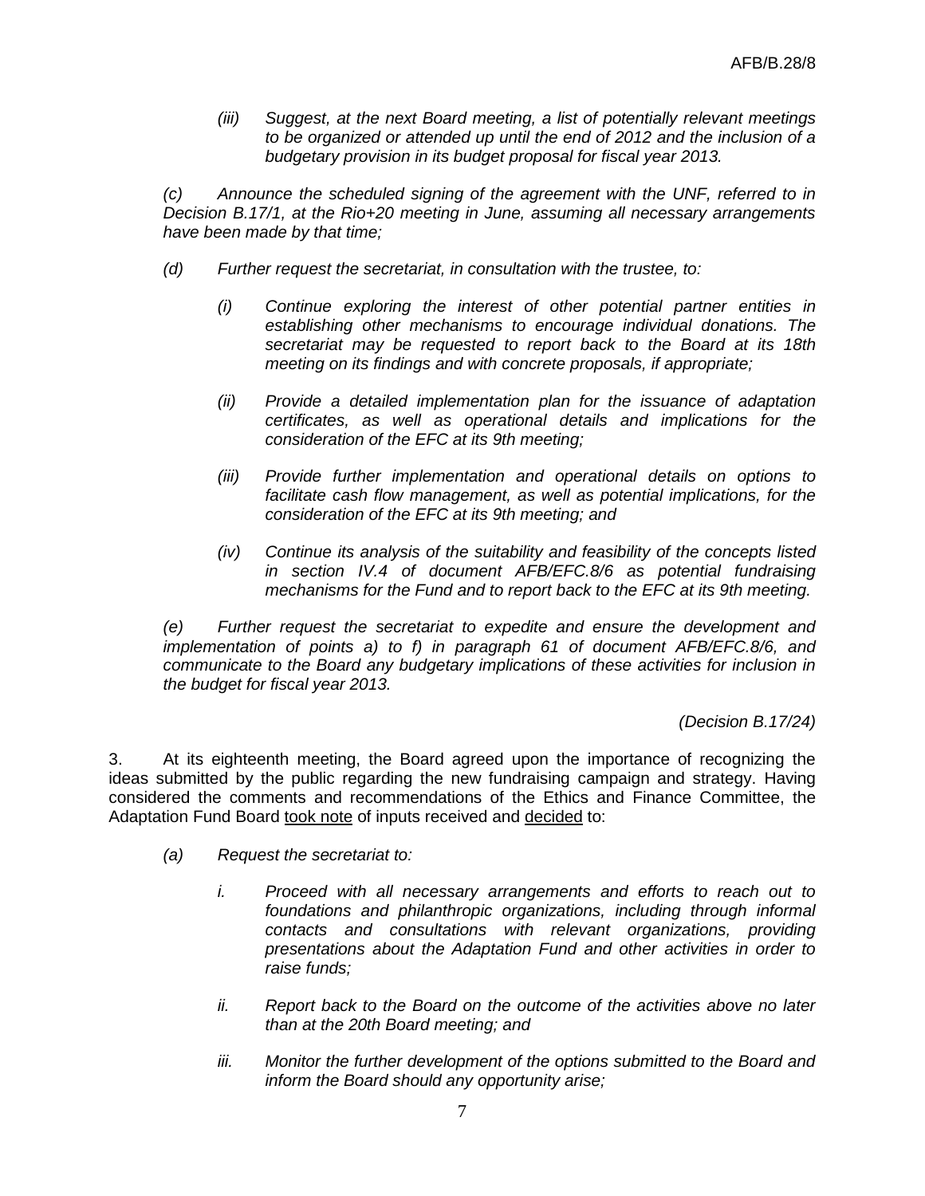*(iii) Suggest, at the next Board meeting, a list of potentially relevant meetings to be organized or attended up until the end of 2012 and the inclusion of a budgetary provision in its budget proposal for fiscal year 2013.*

*(c) Announce the scheduled signing of the agreement with the UNF, referred to in Decision B.17/1, at the Rio+20 meeting in June, assuming all necessary arrangements have been made by that time;*

*(d) Further request the secretariat, in consultation with the trustee, to:*

*(i) Continue exploring the interest of other potential partner entities in establishing other mechanisms to encourage individual donations. The secretariat may be requested to report back to the Board at its 18th meeting on its findings and with concrete proposals, if appropriate;*

*(ii) Provide a detailed implementation plan for the issuance of adaptation certificates, as well as operational details and implications for the consideration of the EFC at its 9th meeting;*

*(iii) Provide further implementation and operational details on options to facilitate cash flow management, as well as potential implications, for the consideration of the EFC at its 9th meeting; and*

*(iv) Continue its analysis of the suitability and feasibility of the concepts listed in section IV.4 of document AFB/EFC.8/6 as potential fundraising mechanisms for the Fund and to report back to the EFC at its 9th meeting.*

*(e) Further request the secretariat to expedite and ensure the development and implementation of points a) to f) in paragraph 61 of document AFB/EFC.8/6, and communicate to the Board any budgetary implications of these activities for inclusion in the budget for fiscal year 2013.*

*(Decision B.17/24)*

3. At its eighteenth meeting, the Board agreed upon the importance of recognizing the ideas submitted by the public regarding the new fundraising campaign and strategy. Having considered the comments and recommendations of the Ethics and Finance Committee, the Adaptation Fund Board took note of inputs received and decided to:

*(a) Request the secretariat to:*

*i. Proceed with all necessary arrangements and efforts to reach out to foundations and philanthropic organizations, including through informal contacts and consultations with relevant organizations, providing presentations about the Adaptation Fund and other activities in order to raise funds;*

*ii. Report back to the Board on the outcome of the activities above no later than at the 20th Board meeting; and*

*iii. Monitor the further development of the options submitted to the Board and inform the Board should any opportunity arise;*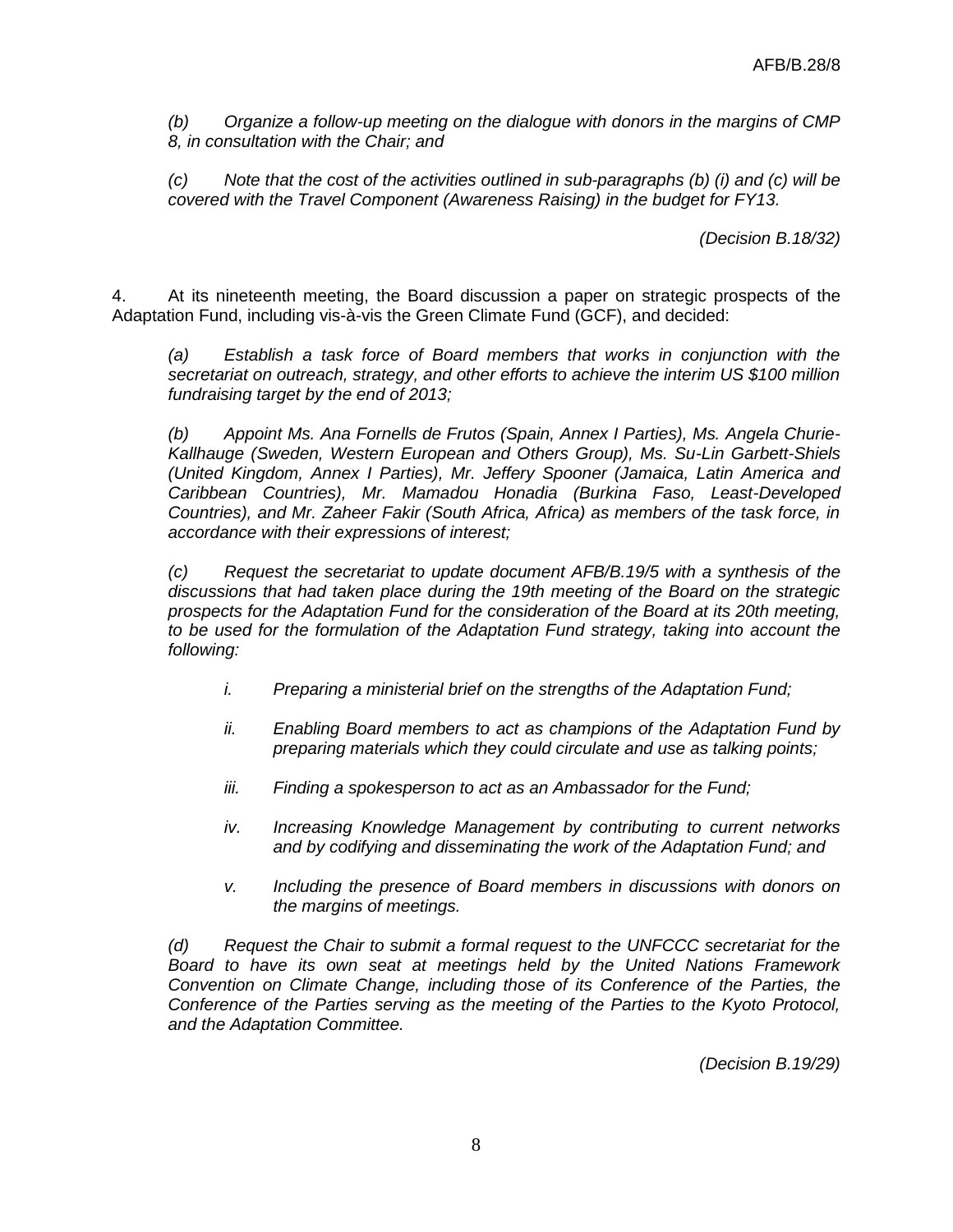*(b) Organize a follow-up meeting on the dialogue with donors in the margins of CMP 8, in consultation with the Chair; and*

*(c) Note that the cost of the activities outlined in sub-paragraphs (b) (i) and (c) will be covered with the Travel Component (Awareness Raising) in the budget for FY13.*

*(Decision B.18/32)*

4. At its nineteenth meeting, the Board discussion a paper on strategic prospects of the Adaptation Fund, including vis-à-vis the Green Climate Fund (GCF), and decided:

*(a) Establish a task force of Board members that works in conjunction with the secretariat on outreach, strategy, and other efforts to achieve the interim US $100 million fundraising target by the end of 2013;*

*(b) Appoint Ms. Ana Fornells de Frutos (Spain, Annex I Parties), Ms. Angela Churie-Kallhauge (Sweden, Western European and Others Group), Ms. Su-Lin Garbett-Shiels (United Kingdom, Annex I Parties), Mr. Jeffery Spooner (Jamaica, Latin America and Caribbean Countries), Mr. Mamadou Honadia (Burkina Faso, Least-Developed Countries), and Mr. Zaheer Fakir (South Africa, Africa) as members of the task force, in accordance with their expressions of interest;*

*(c) Request the secretariat to update document AFB/B.19/5 with a synthesis of the discussions that had taken place during the 19th meeting of the Board on the strategic prospects for the Adaptation Fund for the consideration of the Board at its 20th meeting, to be used for the formulation of the Adaptation Fund strategy, taking into account the following:*

- *i. Preparing a ministerial brief on the strengths of the Adaptation Fund;*
- *ii. Enabling Board members to act as champions of the Adaptation Fund by preparing materials which they could circulate and use as talking points;*
- *iii. Finding a spokesperson to act as an Ambassador for the Fund;*
- *iv. Increasing Knowledge Management by contributing to current networks and by codifying and disseminating the work of the Adaptation Fund; and*
- *v. Including the presence of Board members in discussions with donors on the margins of meetings.*

*(d) Request the Chair to submit a formal request to the UNFCCC secretariat for the Board to have its own seat at meetings held by the United Nations Framework Convention on Climate Change, including those of its Conference of the Parties, the Conference of the Parties serving as the meeting of the Parties to the Kyoto Protocol, and the Adaptation Committee.*

*(Decision B.19/29)*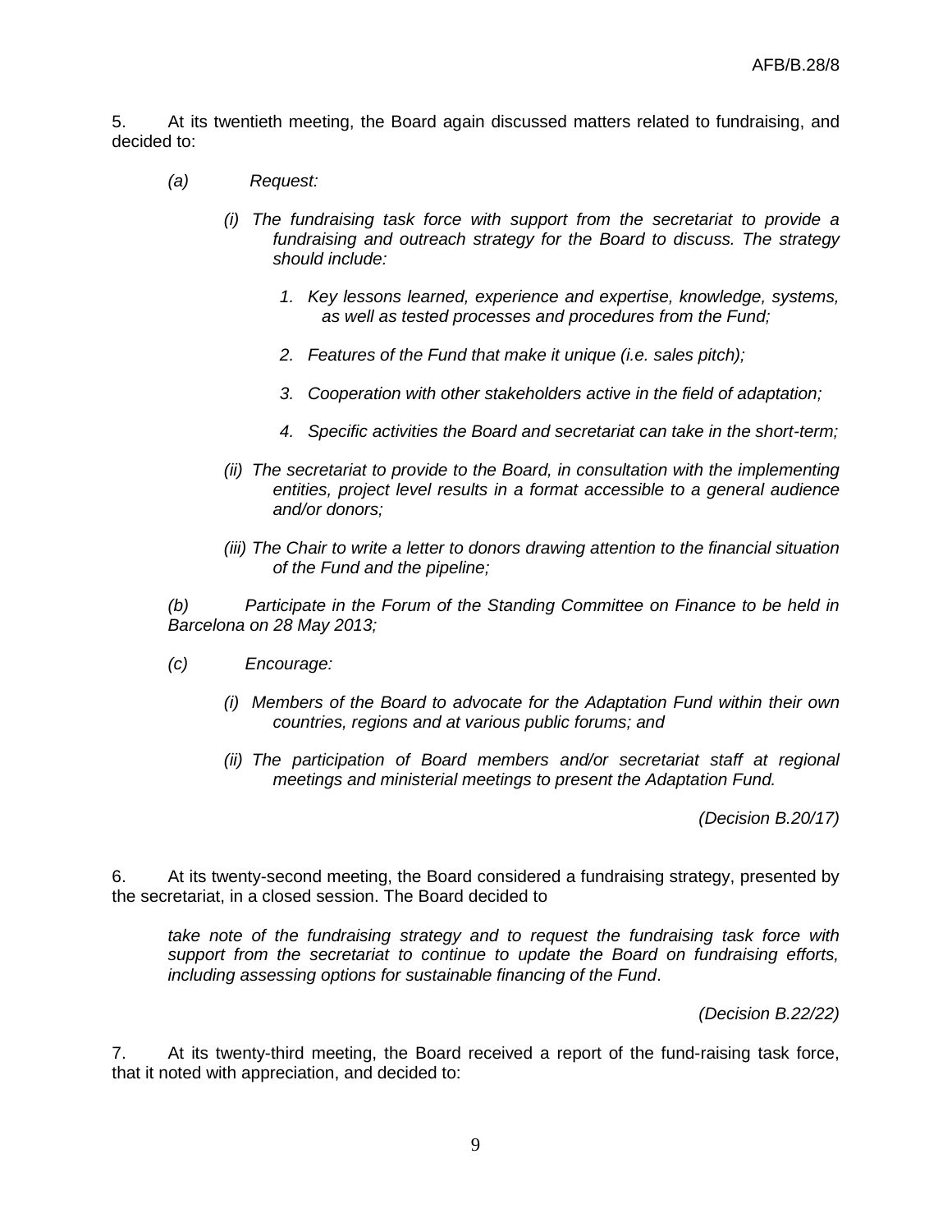5. At its twentieth meeting, the Board again discussed matters related to fundraising, and decided to:

> *(a) Request:*
>
> > *(i) The fundraising task force with support from the secretariat to provide a fundraising and outreach strategy for the Board to discuss. The strategy should include:*
> >
> > > *1. Key lessons learned, experience and expertise, knowledge, systems, as well as tested processes and procedures from the Fund;*
> > >
> > > *2. Features of the Fund that make it unique (i.e. sales pitch);*
> > >
> > > *3. Cooperation with other stakeholders active in the field of adaptation;*
> > >
> > > *4. Specific activities the Board and secretariat can take in the short-term;*
> >
> > *(ii) The secretariat to provide to the Board, in consultation with the implementing entities, project level results in a format accessible to a general audience and/or donors;*
> >
> > *(iii) The Chair to write a letter to donors drawing attention to the financial situation of the Fund and the pipeline;*
>
> *(b) Participate in the Forum of the Standing Committee on Finance to be held in Barcelona on 28 May 2013;*
>
> *(c) Encourage:*
>
> > *(i) Members of the Board to advocate for the Adaptation Fund within their own countries, regions and at various public forums; and*
> >
> > *(ii) The participation of Board members and/or secretariat staff at regional meetings and ministerial meetings to present the Adaptation Fund.*

*(Decision B.20/17)*

6. At its twenty-second meeting, the Board considered a fundraising strategy, presented by the secretariat, in a closed session. The Board decided to

> *take note of the fundraising strategy and to request the fundraising task force with support from the secretariat to continue to update the Board on fundraising efforts, including assessing options for sustainable financing of the Fund*.

*(Decision B.22/22)*

7. At its twenty-third meeting, the Board received a report of the fund-raising task force, that it noted with appreciation, and decided to: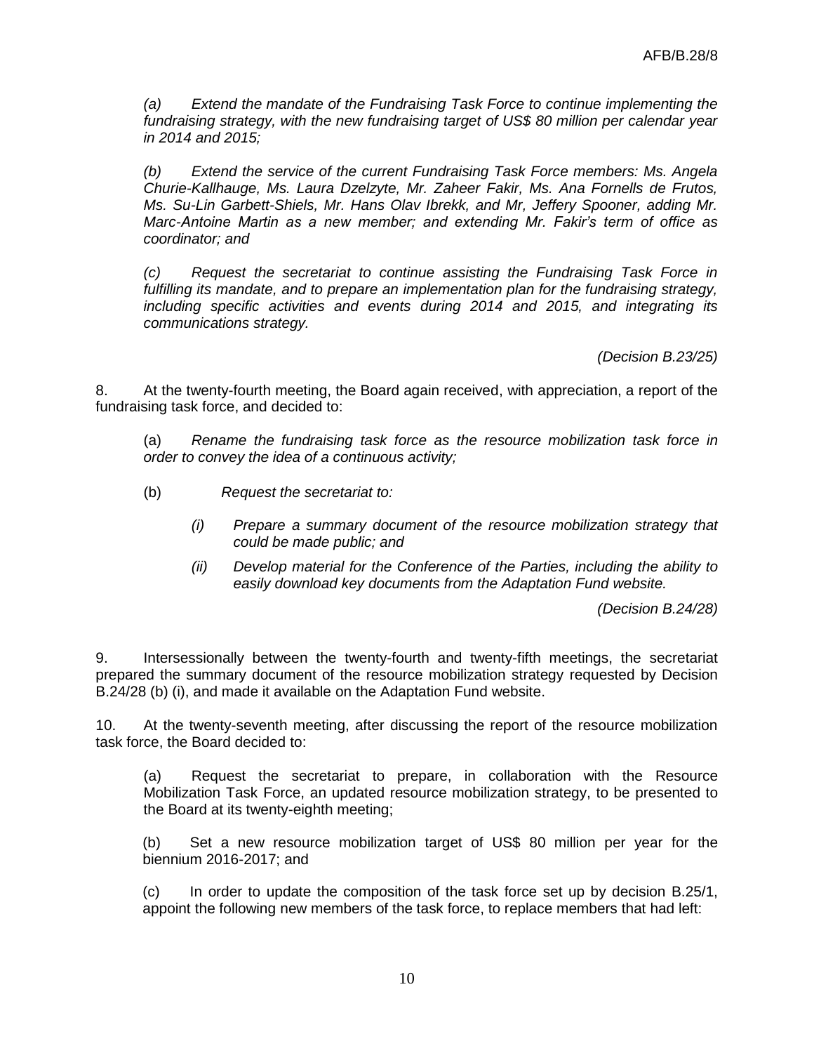*(a) Extend the mandate of the Fundraising Task Force to continue implementing the fundraising strategy, with the new fundraising target of US$ 80 million per calendar year in 2014 and 2015;*

*(b) Extend the service of the current Fundraising Task Force members: Ms. Angela Churie-Kallhauge, Ms. Laura Dzelzyte, Mr. Zaheer Fakir, Ms. Ana Fornells de Frutos, Ms. Su-Lin Garbett-Shiels, Mr. Hans Olav Ibrekk, and Mr, Jeffery Spooner, adding Mr. Marc-Antoine Martin as a new member; and extending Mr. Fakir's term of office as coordinator; and*

*(c) Request the secretariat to continue assisting the Fundraising Task Force in fulfilling its mandate, and to prepare an implementation plan for the fundraising strategy, including specific activities and events during 2014 and 2015, and integrating its communications strategy.*

*(Decision B.23/25)*

8. At the twenty-fourth meeting, the Board again received, with appreciation, a report of the fundraising task force, and decided to:

(a) *Rename the fundraising task force as the resource mobilization task force in order to convey the idea of a continuous activity;*

(b) *Request the secretariat to:*

*(i) Prepare a summary document of the resource mobilization strategy that could be made public; and*

*(ii) Develop material for the Conference of the Parties, including the ability to easily download key documents from the Adaptation Fund website.*

*(Decision B.24/28)*

9. Intersessionally between the twenty-fourth and twenty-fifth meetings, the secretariat prepared the summary document of the resource mobilization strategy requested by Decision B.24/28 (b) (i), and made it available on the Adaptation Fund website.

10. At the twenty-seventh meeting, after discussing the report of the resource mobilization task force, the Board decided to:

(a) Request the secretariat to prepare, in collaboration with the Resource Mobilization Task Force, an updated resource mobilization strategy, to be presented to the Board at its twenty-eighth meeting;

(b) Set a new resource mobilization target of US$ 80 million per year for the biennium 2016-2017; and

(c) In order to update the composition of the task force set up by decision B.25/1, appoint the following new members of the task force, to replace members that had left: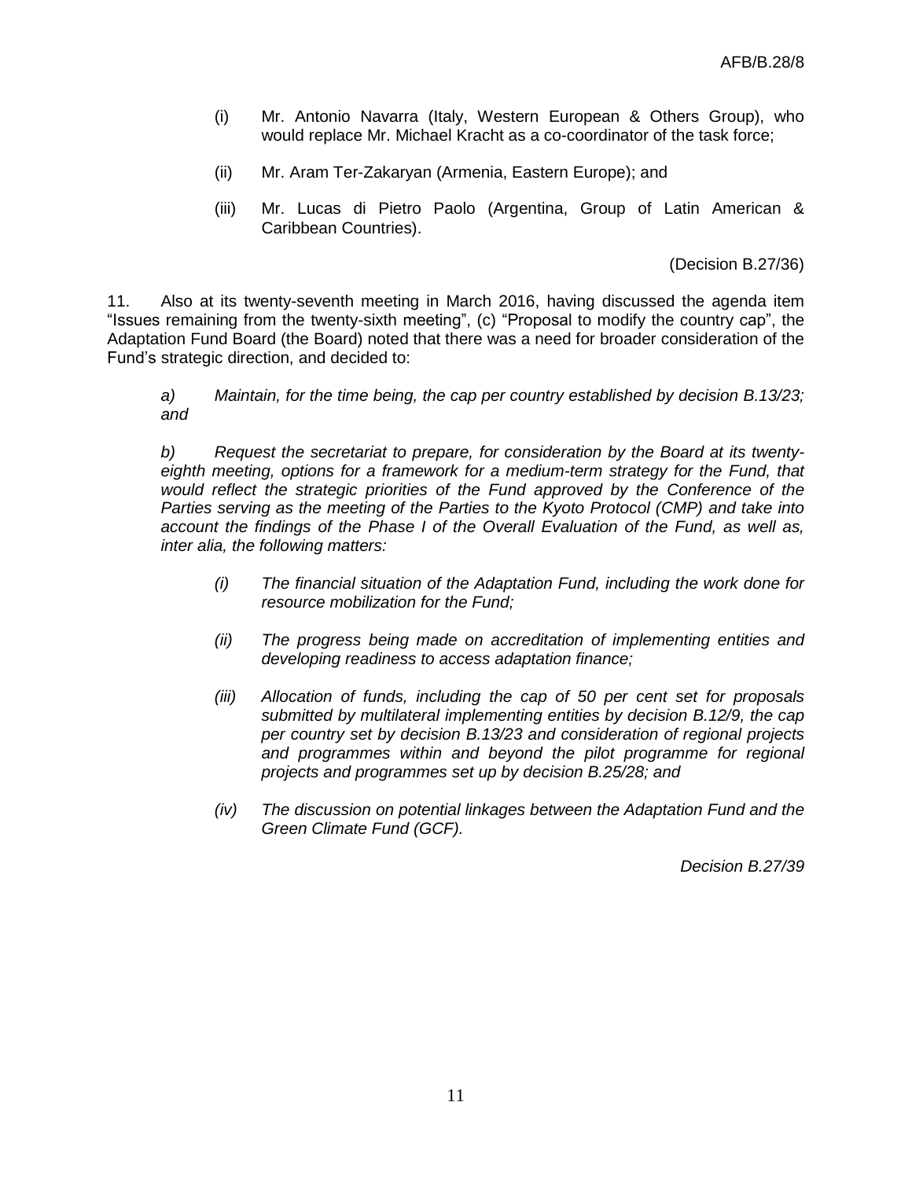(i) Mr. Antonio Navarra (Italy, Western European & Others Group), who would replace Mr. Michael Kracht as a co-coordinator of the task force;

(ii) Mr. Aram Ter-Zakaryan (Armenia, Eastern Europe); and

(iii) Mr. Lucas di Pietro Paolo (Argentina, Group of Latin American & Caribbean Countries).

(Decision B.27/36)

11. Also at its twenty-seventh meeting in March 2016, having discussed the agenda item "Issues remaining from the twenty-sixth meeting", (c) "Proposal to modify the country cap", the Adaptation Fund Board (the Board) noted that there was a need for broader consideration of the Fund's strategic direction, and decided to:

*a) Maintain, for the time being, the cap per country established by decision B.13/23; and*

*b) Request the secretariat to prepare, for consideration by the Board at its twenty-eighth meeting, options for a framework for a medium-term strategy for the Fund, that would reflect the strategic priorities of the Fund approved by the Conference of the Parties serving as the meeting of the Parties to the Kyoto Protocol (CMP) and take into account the findings of the Phase I of the Overall Evaluation of the Fund, as well as, inter alia, the following matters:*

*(i) The financial situation of the Adaptation Fund, including the work done for resource mobilization for the Fund;*

*(ii) The progress being made on accreditation of implementing entities and developing readiness to access adaptation finance;*

*(iii) Allocation of funds, including the cap of 50 per cent set for proposals submitted by multilateral implementing entities by decision B.12/9, the cap per country set by decision B.13/23 and consideration of regional projects and programmes within and beyond the pilot programme for regional projects and programmes set up by decision B.25/28; and*

*(iv) The discussion on potential linkages between the Adaptation Fund and the Green Climate Fund (GCF).*

*Decision B.27/39*